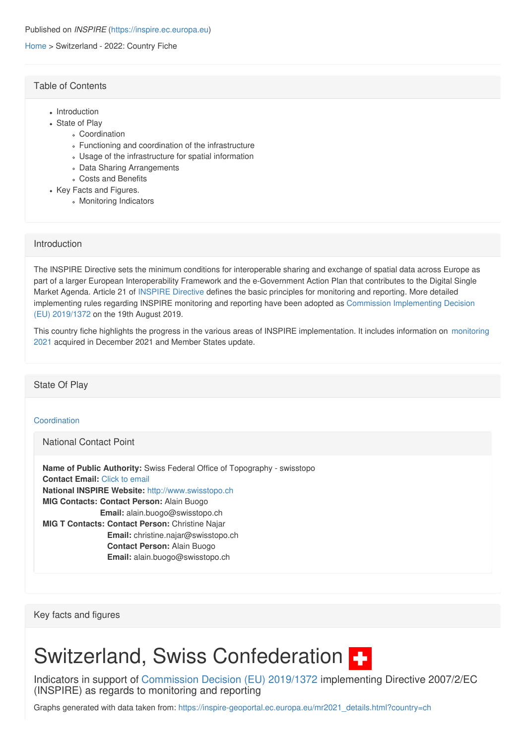Published on *INSPIRE* (https://inspire.ec.europa.eu)

Home > Switzerland - 2022: Country Fiche

## Table of Contents

- Introduction
- State of Play
  - Coordination
  - Functioning and coordination of the infrastructure
  - Usage of the infrastructure for spatial information
  - Data Sharing Arrangements
  - Costs and Benefits
- Key Facts and Figures.
  - Monitoring Indicators

## Introduction

The INSPIRE Directive sets the minimum conditions for interoperable sharing and exchange of spatial data across Europe as part of a larger European Interoperability Framework and the e-Government Action Plan that contributes to the Digital Single Market Agenda. Article 21 of INSPIRE Directive defines the basic principles for monitoring and reporting. More detailed implementing rules regarding INSPIRE monitoring and reporting have been adopted as Commission Implementing Decision (EU) 2019/1372 on the 19th August 2019.

This country fiche highlights the progress in the various areas of INSPIRE implementation. It includes information on monitoring 2021 acquired in December 2021 and Member States update.

## State Of Play

### Coordination

#### National Contact Point

**Name of Public Authority:** Swiss Federal Office of Topography - swisstopo
**Contact Email:** Click to email
**National INSPIRE Website:** http://www.swisstopo.ch
**MIG Contacts: Contact Person:** Alain Buogo
**Email:** alain.buogo@swisstopo.ch
**MIG T Contacts: Contact Person:** Christine Najar
**Email:** christine.najar@swisstopo.ch
**Contact Person:** Alain Buogo
**Email:** alain.buogo@swisstopo.ch

## Key facts and figures

# Switzerland, Swiss Confederation

Indicators in support of Commission Decision (EU) 2019/1372 implementing Directive 2007/2/EC (INSPIRE) as regards to monitoring and reporting

Graphs generated with data taken from: https://inspire-geoportal.ec.europa.eu/mr2021_details.html?country=ch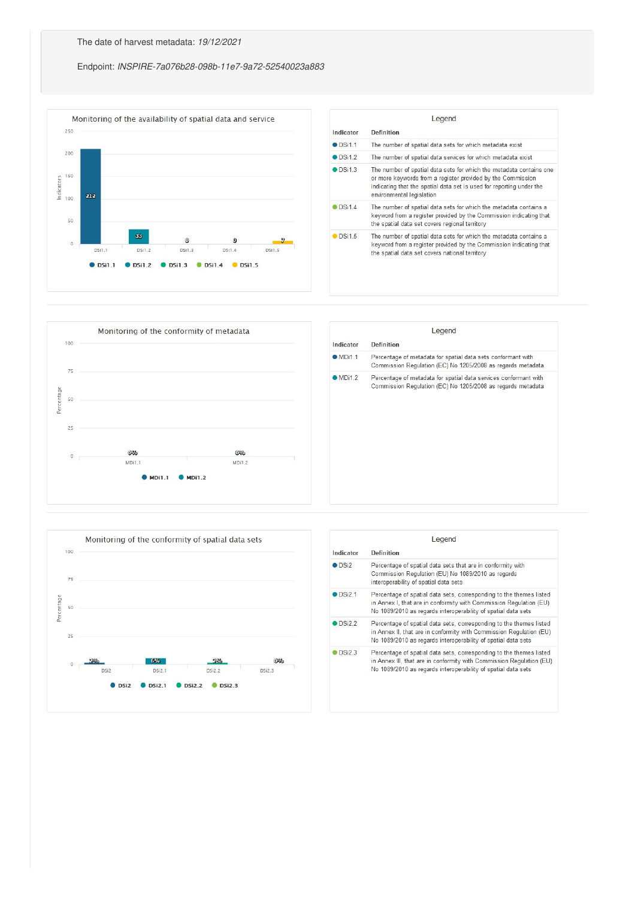The date of harvest metadata: *19/12/2021*

Endpoint: *INSPIRE-7a076b28-098b-11e7-9a72-52540023a883*

## Monitoring of the availability of spatial data and service

| Indicator | Value |
|---|---|
| DSi1.1 | 212 |
| DSi1.2 | 33 |
| DSi1.3 | 0 |
| DSi1.4 | 0 |
| DSi1.5 | 7 |

### Legend

| Indicator | Definition |
|---|---|
| DSi1.1 | The number of spatial data sets for which metadata exist |
| DSi1.2 | The number of spatial data services for which metadata exist |
| DSi1.3 | The number of spatial data sets for which the metadata contains one or more keywords from a register provided by the Commission indicating that the spatial data set is used for reporting under the environmental legislation |
| DSi1.4 | The number of spatial data sets for which the metadata contains a keyword from a register provided by the Commission indicating that the spatial data set covers regional territory |
| DSi1.5 | The number of spatial data sets for which the metadata contains a keyword from a register provided by the Commission indicating that the spatial data set covers national territory |

## Monitoring of the conformity of metadata

| Indicator | Percentage |
|---|---|
| MDi1.1 | 0% |
| MDi1.2 | 0% |

### Legend

| Indicator | Definition |
|---|---|
| MDi1.1 | Percentage of metadata for spatial data sets conformant with Commission Regulation (EC) No 1205/2008 as regards metadata |
| MDi1.2 | Percentage of metadata for spatial data services conformant with Commission Regulation (EC) No 1205/2008 as regards metadata |

## Monitoring of the conformity of spatial data sets

| Indicator | Percentage |
|---|---|
| DSi2 | 2% |
| DSi2.1 | 6% |
| DSi2.2 | 2% |
| DSi2.3 | 0% |

### Legend

| Indicator | Definition |
|---|---|
| DSi2 | Percentage of spatial data sets that are in conformity with Commission Regulation (EU) No 1089/2010 as regards interoperability of spatial data sets |
| DSi2.1 | Percentage of spatial data sets, corresponding to the themes listed in Annex I, that are in conformity with Commission Regulation (EU) No 1089/2010 as regards interoperability of spatial data sets |
| DSi2.2 | Percentage of spatial data sets, corresponding to the themes listed in Annex II, that are in conformity with Commission Regulation (EU) No 1089/2010 as regards interoperability of spatial data sets |
| DSi2.3 | Percentage of spatial data sets, corresponding to the themes listed in Annex III, that are in conformity with Commission Regulation (EU) No 1089/2010 as regards interoperability of spatial data sets |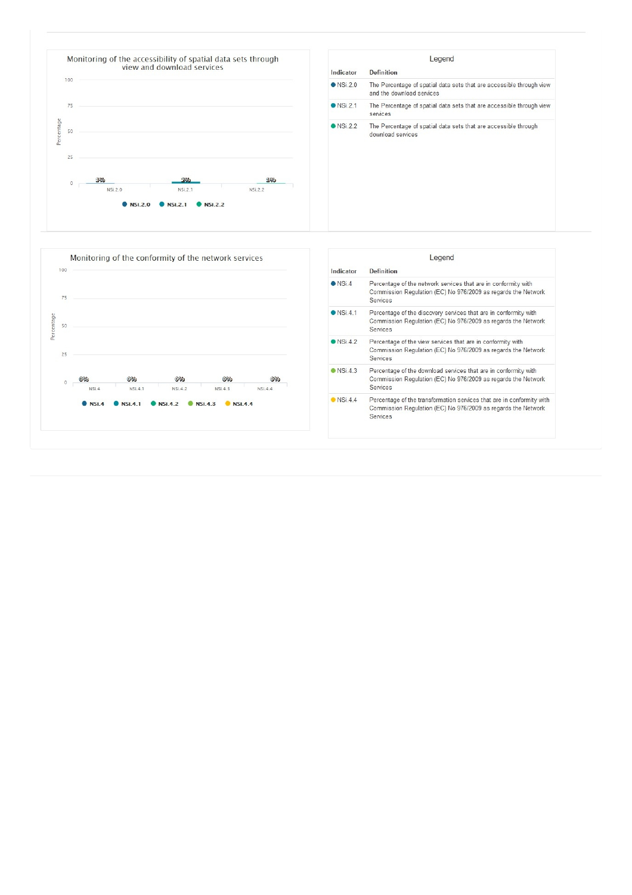Monitoring of the accessibility of spatial data sets through view and download services

Percentage

100

75

50

25

0

1%

2%

1%

NSi.2.0

NSi.2.1

NSi.2.2

NSi.2.0 NSi.2.1 NSi.2.2

Legend

| Indicator | Definition |
| --- | --- |
| NSi.2.0 | The Percentage of spatial data sets that are accessible through view and the download services |
| NSi.2.1 | The Percentage of spatial data sets that are accessible through view services |
| NSi.2.2 | The Percentage of spatial data sets that are accessible through download services |

Monitoring of the conformity of the network services

Percentage

100

75

50

25

0

0%

0%

0%

0%

0%

NSi.4

NSi.4.1

NSi.4.2

NSi.4.3

NSi.4.4

NSi.4 NSi.4.1 NSi.4.2 NSi.4.3 NSi.4.4

Legend

| Indicator | Definition |
| --- | --- |
| NSi.4 | Percentage of the network services that are in conformity with Commission Regulation (EC) No 976/2009 as regards the Network Services |
| NSi.4.1 | Percentage of the discovery services that are in conformity with Commission Regulation (EC) No 976/2009 as regards the Network Services |
| NSi.4.2 | Percentage of the view services that are in conformity with Commission Regulation (EC) No 976/2009 as regards the Network Services |
| NSi.4.3 | Percentage of the download services that are in conformity with Commission Regulation (EC) No 976/2009 as regards the Network Services |
| NSi.4.4 | Percentage of the transformation services that are in conformity with Commission Regulation (EC) No 976/2009 as regards the Network Services |